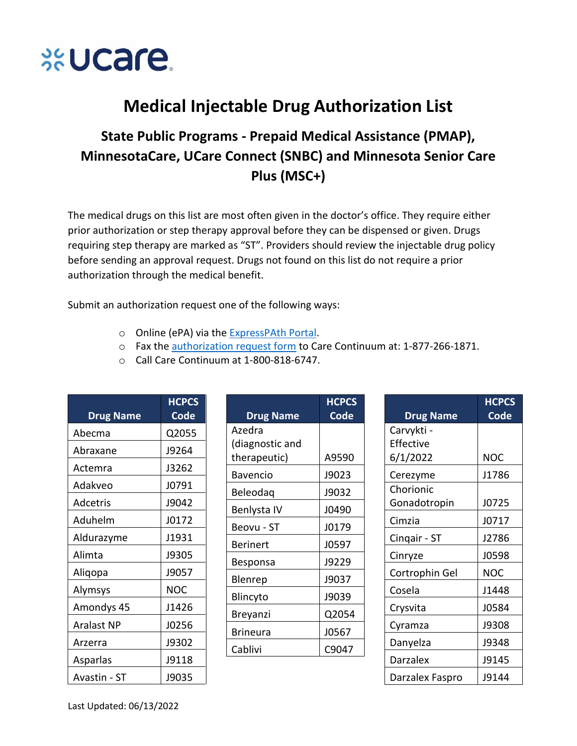ucare

# Medical Injectable Drug Authorization List

## State Public Programs - Prepaid Medical Assistance (PMAP), MinnesotaCare, UCare Connect (SNBC) and Minnesota Senior Care Plus (MSC+)

The medical drugs on this list are most often given in the doctor's office. They require either prior authorization or step therapy approval before they can be dispensed or given. Drugs requiring step therapy are marked as "ST". Providers should review the injectable drug policy before sending an approval request. Drugs not found on this list do not require a prior authorization through the medical benefit.

Submit an authorization request one of the following ways:

- Online (ePA) via the ExpressPAth Portal.
- Fax the authorization request form to Care Continuum at: 1-877-266-1871.
- Call Care Continuum at 1-800-818-6747.

| Drug Name | HCPCS Code |
|---|---|
| Abecma | Q2055 |
| Abraxane | J9264 |
| Actemra | J3262 |
| Adakveo | J0791 |
| Adcetris | J9042 |
| Aduhelm | J0172 |
| Aldurazyme | J1931 |
| Alimta | J9305 |
| Aliqopa | J9057 |
| Alymsys | NOC |
| Amondys 45 | J1426 |
| Aralast NP | J0256 |
| Arzerra | J9302 |
| Asparlas | J9118 |
| Avastin - ST | J9035 |
| Azedra (diagnostic and therapeutic) | A9590 |
| Bavencio | J9023 |
| Beleodaq | J9032 |
| Benlysta IV | J0490 |
| Beovu - ST | J0179 |
| Berinert | J0597 |
| Besponsa | J9229 |
| Blenrep | J9037 |
| Blincyto | J9039 |
| Breyanzi | Q2054 |
| Brineura | J0567 |
| Cablivi | C9047 |
| Carvykti - Effective 6/1/2022 | NOC |
| Cerezyme | J1786 |
| Chorionic Gonadotropin | J0725 |
| Cimzia | J0717 |
| Cinqair - ST | J2786 |
| Cinryze | J0598 |
| Cortrophin Gel | NOC |
| Cosela | J1448 |
| Crysvita | J0584 |
| Cyramza | J9308 |
| Danyelza | J9348 |
| Darzalex | J9145 |
| Darzalex Faspro | J9144 |

Last Updated: 06/13/2022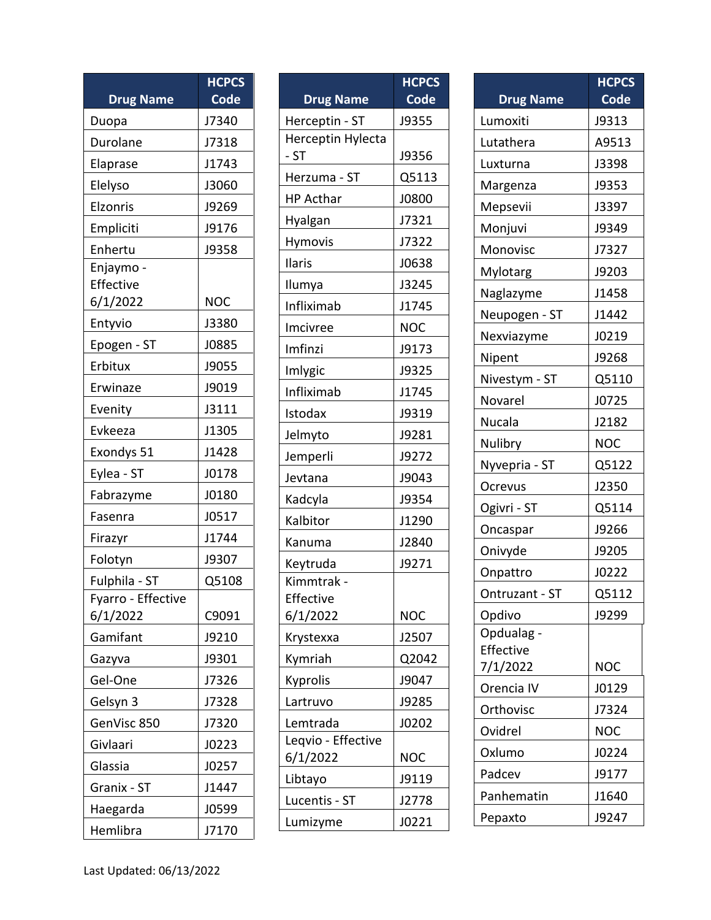| Drug Name | HCPCS Code |
|---|---|
| Duopa | J7340 |
| Durolane | J7318 |
| Elaprase | J1743 |
| Elelyso | J3060 |
| Elzonris | J9269 |
| Empliciti | J9176 |
| Enhertu | J9358 |
| Enjaymo - Effective 6/1/2022 | NOC |
| Entyvio | J3380 |
| Epogen - ST | J0885 |
| Erbitux | J9055 |
| Erwinaze | J9019 |
| Evenity | J3111 |
| Evkeeza | J1305 |
| Exondys 51 | J1428 |
| Eylea - ST | J0178 |
| Fabrazyme | J0180 |
| Fasenra | J0517 |
| Firazyr | J1744 |
| Folotyn | J9307 |
| Fulphila - ST | Q5108 |
| Fyarro - Effective 6/1/2022 | C9091 |
| Gamifant | J9210 |
| Gazyva | J9301 |
| Gel-One | J7326 |
| Gelsyn 3 | J7328 |
| GenVisc 850 | J7320 |
| Givlaari | J0223 |
| Glassia | J0257 |
| Granix - ST | J1447 |
| Haegarda | J0599 |
| Hemlibra | J7170 |

| Drug Name | HCPCS Code |
|---|---|
| Herceptin - ST | J9355 |
| Herceptin Hylecta - ST | J9356 |
| Herzuma - ST | Q5113 |
| HP Acthar | J0800 |
| Hyalgan | J7321 |
| Hymovis | J7322 |
| Ilaris | J0638 |
| Ilumya | J3245 |
| Infliximab | J1745 |
| Imcivree | NOC |
| Imfinzi | J9173 |
| Imlygic | J9325 |
| Infliximab | J1745 |
| Istodax | J9319 |
| Jelmyto | J9281 |
| Jemperli | J9272 |
| Jevtana | J9043 |
| Kadcyla | J9354 |
| Kalbitor | J1290 |
| Kanuma | J2840 |
| Keytruda | J9271 |
| Kimmtrak - Effective 6/1/2022 | NOC |
| Krystexxa | J2507 |
| Kymriah | Q2042 |
| Kyprolis | J9047 |
| Lartruvo | J9285 |
| Lemtrada | J0202 |
| Leqvio - Effective 6/1/2022 | NOC |
| Libtayo | J9119 |
| Lucentis - ST | J2778 |
| Lumizyme | J0221 |

| Drug Name | HCPCS Code |
|---|---|
| Lumoxiti | J9313 |
| Lutathera | A9513 |
| Luxturna | J3398 |
| Margenza | J9353 |
| Mepsevii | J3397 |
| Monjuvi | J9349 |
| Monovisc | J7327 |
| Mylotarg | J9203 |
| Naglazyme | J1458 |
| Neupogen - ST | J1442 |
| Nexviazyme | J0219 |
| Nipent | J9268 |
| Nivestym - ST | Q5110 |
| Novarel | J0725 |
| Nucala | J2182 |
| Nulibry | NOC |
| Nyvepria - ST | Q5122 |
| Ocrevus | J2350 |
| Ogivri - ST | Q5114 |
| Oncaspar | J9266 |
| Onivyde | J9205 |
| Onpattro | J0222 |
| Ontruzant - ST | Q5112 |
| Opdivo | J9299 |
| Opdualag - Effective 7/1/2022 | NOC |
| Orencia IV | J0129 |
| Orthovisc | J7324 |
| Ovidrel | NOC |
| Oxlumo | J0224 |
| Padcev | J9177 |
| Panhematin | J1640 |
| Pepaxto | J9247 |

Last Updated: 06/13/2022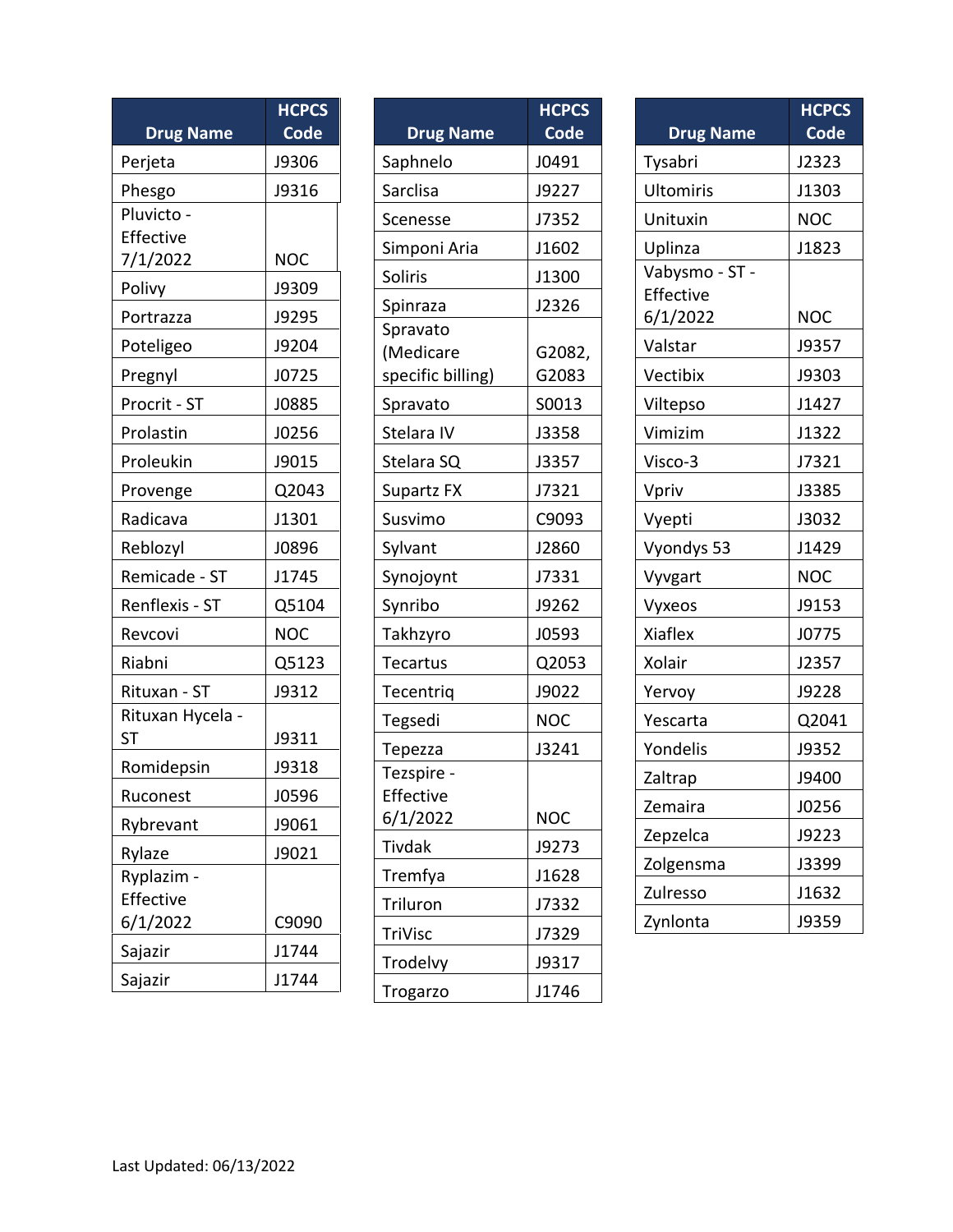| Drug Name | HCPCS Code |
|---|---|
| Perjeta | J9306 |
| Phesgo | J9316 |
| Pluvicto - Effective 7/1/2022 | NOC |
| Polivy | J9309 |
| Portrazza | J9295 |
| Poteligeo | J9204 |
| Pregnyl | J0725 |
| Procrit - ST | J0885 |
| Prolastin | J0256 |
| Proleukin | J9015 |
| Provenge | Q2043 |
| Radicava | J1301 |
| Reblozyl | J0896 |
| Remicade - ST | J1745 |
| Renflexis - ST | Q5104 |
| Revcovi | NOC |
| Riabni | Q5123 |
| Rituxan - ST | J9312 |
| Rituxan Hycela - ST | J9311 |
| Romidepsin | J9318 |
| Ruconest | J0596 |
| Rybrevant | J9061 |
| Rylaze | J9021 |
| Ryplazim - Effective 6/1/2022 | C9090 |
| Sajazir | J1744 |
| Sajazir | J1744 |

| Drug Name | HCPCS Code |
|---|---|
| Saphnelo | J0491 |
| Sarclisa | J9227 |
| Scenesse | J7352 |
| Simponi Aria | J1602 |
| Soliris | J1300 |
| Spinraza | J2326 |
| Spravato (Medicare specific billing) | G2082, G2083 |
| Spravato | S0013 |
| Stelara IV | J3358 |
| Stelara SQ | J3357 |
| Supartz FX | J7321 |
| Susvimo | C9093 |
| Sylvant | J2860 |
| Synojoynt | J7331 |
| Synribo | J9262 |
| Takhzyro | J0593 |
| Tecartus | Q2053 |
| Tecentriq | J9022 |
| Tegsedi | NOC |
| Tepezza | J3241 |
| Tezspire - Effective 6/1/2022 | NOC |
| Tivdak | J9273 |
| Tremfya | J1628 |
| Triluron | J7332 |
| TriVisc | J7329 |
| Trodelvy | J9317 |
| Trogarzo | J1746 |

| Drug Name | HCPCS Code |
|---|---|
| Tysabri | J2323 |
| Ultomiris | J1303 |
| Unituxin | NOC |
| Uplinza | J1823 |
| Vabysmo - ST - Effective 6/1/2022 | NOC |
| Valstar | J9357 |
| Vectibix | J9303 |
| Viltepso | J1427 |
| Vimizim | J1322 |
| Visco-3 | J7321 |
| Vpriv | J3385 |
| Vyepti | J3032 |
| Vyondys 53 | J1429 |
| Vyvgart | NOC |
| Vyxeos | J9153 |
| Xiaflex | J0775 |
| Xolair | J2357 |
| Yervoy | J9228 |
| Yescarta | Q2041 |
| Yondelis | J9352 |
| Zaltrap | J9400 |
| Zemaira | J0256 |
| Zepzelca | J9223 |
| Zolgensma | J3399 |
| Zulresso | J1632 |
| Zynlonta | J9359 |

Last Updated: 06/13/2022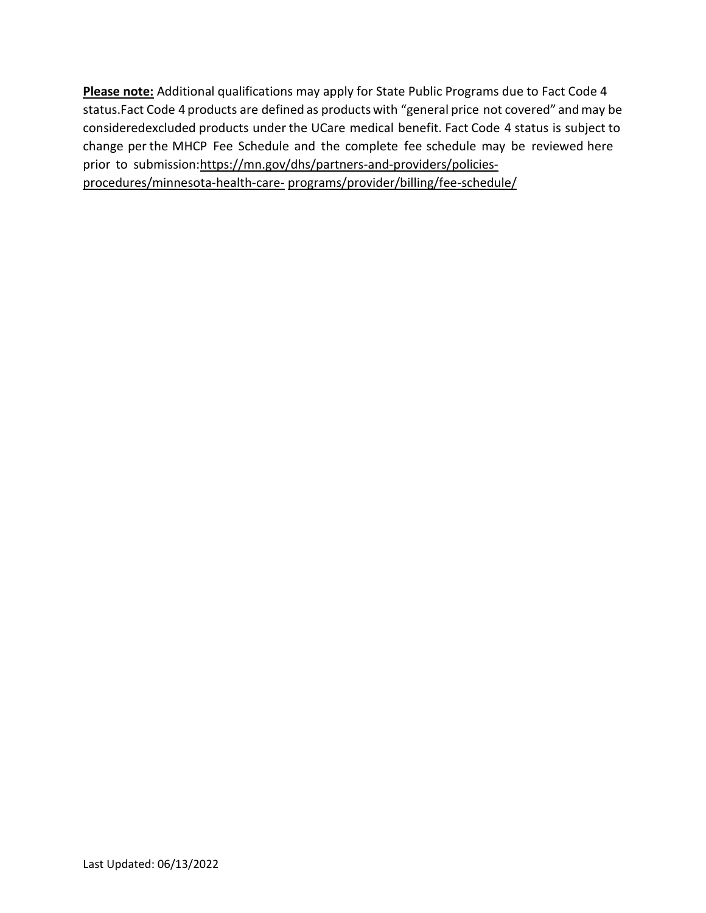**Please note:** Additional qualifications may apply for State Public Programs due to Fact Code 4 status.Fact Code 4 products are defined as products with "general price not covered" and may be consideredexcluded products under the UCare medical benefit. Fact Code 4 status is subject to change per the MHCP Fee Schedule and the complete fee schedule may be reviewed here prior to submission:https://mn.gov/dhs/partners-and-providers/policies-procedures/minnesota-health-care- programs/provider/billing/fee-schedule/

Last Updated: 06/13/2022